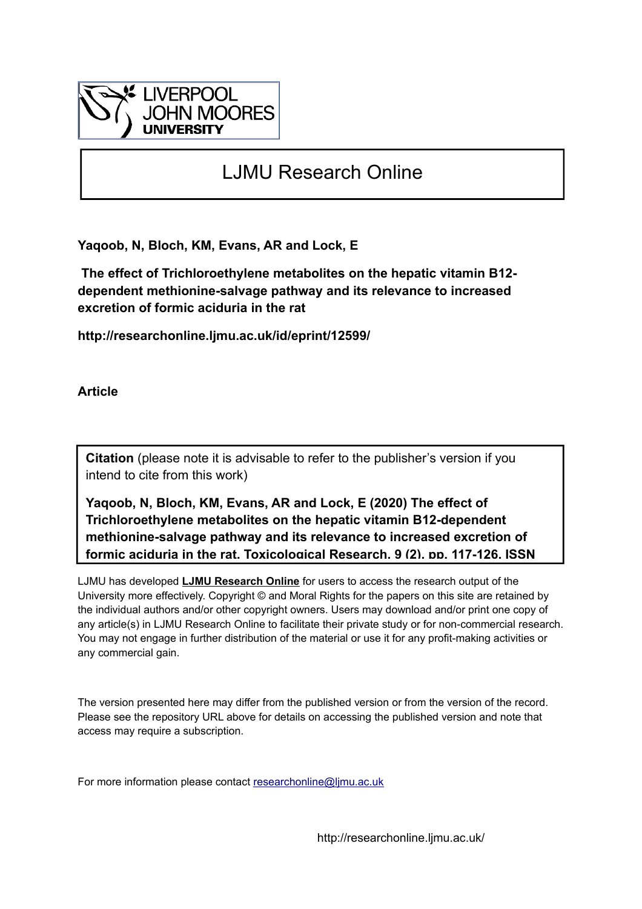LIVERPOOL JOHN MOORES UNIVERSITY

# LJMU Research Online

**Yaqoob, N, Bloch, KM, Evans, AR and Lock, E**

**The effect of Trichloroethylene metabolites on the hepatic vitamin B12-dependent methionine-salvage pathway and its relevance to increased excretion of formic aciduria in the rat**

**http://researchonline.ljmu.ac.uk/id/eprint/12599/**

**Article**

**Citation** (please note it is advisable to refer to the publisher's version if you intend to cite from this work)

**Yaqoob, N, Bloch, KM, Evans, AR and Lock, E (2020) The effect of Trichloroethylene metabolites on the hepatic vitamin B12-dependent methionine-salvage pathway and its relevance to increased excretion of formic aciduria in the rat. Toxicological Research, 9 (2). pp. 117-126. ISSN**

LJMU has developed **LJMU Research Online** for users to access the research output of the University more effectively. Copyright © and Moral Rights for the papers on this site are retained by the individual authors and/or other copyright owners. Users may download and/or print one copy of any article(s) in LJMU Research Online to facilitate their private study or for non-commercial research. You may not engage in further distribution of the material or use it for any profit-making activities or any commercial gain.

The version presented here may differ from the published version or from the version of the record. Please see the repository URL above for details on accessing the published version and note that access may require a subscription.

For more information please contact researchonline@ljmu.ac.uk

http://researchonline.ljmu.ac.uk/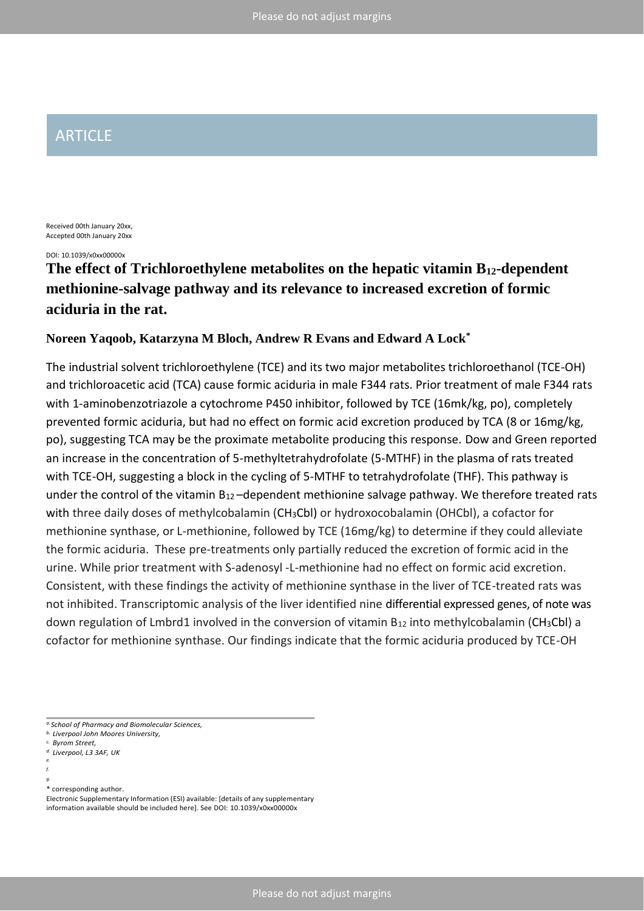# ARTICLE

Received 00th January 20xx,
Accepted 00th January 20xx

DOI: 10.1039/x0xx00000x

## The effect of Trichloroethylene metabolites on the hepatic vitamin $B_{12}$-dependent methionine-salvage pathway and its relevance to increased excretion of formic aciduria in the rat.

**Noreen Yaqoob, Katarzyna M Bloch, Andrew R Evans and Edward A Lock***

The industrial solvent trichloroethylene (TCE) and its two major metabolites trichloroethanol (TCE-OH) and trichloroacetic acid (TCA) cause formic aciduria in male F344 rats. Prior treatment of male F344 rats with 1-aminobenzotriazole a cytochrome P450 inhibitor, followed by TCE (16mk/kg, po), completely prevented formic aciduria, but had no effect on formic acid excretion produced by TCA (8 or 16mg/kg, po), suggesting TCA may be the proximate metabolite producing this response. Dow and Green reported an increase in the concentration of 5-methyltetrahydrofolate (5-MTHF) in the plasma of rats treated with TCE-OH, suggesting a block in the cycling of 5-MTHF to tetrahydrofolate (THF). This pathway is under the control of the vitamin $B_{12}$ –dependent methionine salvage pathway. We therefore treated rats with three daily doses of methylcobalamin ($CH_3Cbl$) or hydroxocobalamin (OHCbl), a cofactor for methionine synthase, or L-methionine, followed by TCE (16mg/kg) to determine if they could alleviate the formic aciduria. These pre-treatments only partially reduced the excretion of formic acid in the urine. While prior treatment with S-adenosyl -L-methionine had no effect on formic acid excretion. Consistent, with these findings the activity of methionine synthase in the liver of TCE-treated rats was not inhibited. Transcriptomic analysis of the liver identified nine differential expressed genes, of note was down regulation of Lmbrd1 involved in the conversion of vitamin $B_{12}$ into methylcobalamin ($CH_3Cbl$) a cofactor for methionine synthase. Our findings indicate that the formic aciduria produced by TCE-OH

---

[a] School of Pharmacy and Biomolecular Sciences,
[b] Liverpool John Moores University,
[c] Byrom Street,
[d] Liverpool, L3 3AF, UK
[e]
[f]
[g]

\* corresponding author.

Electronic Supplementary Information (ESI) available: [details of any supplementary information available should be included here]. See DOI: 10.1039/x0xx00000x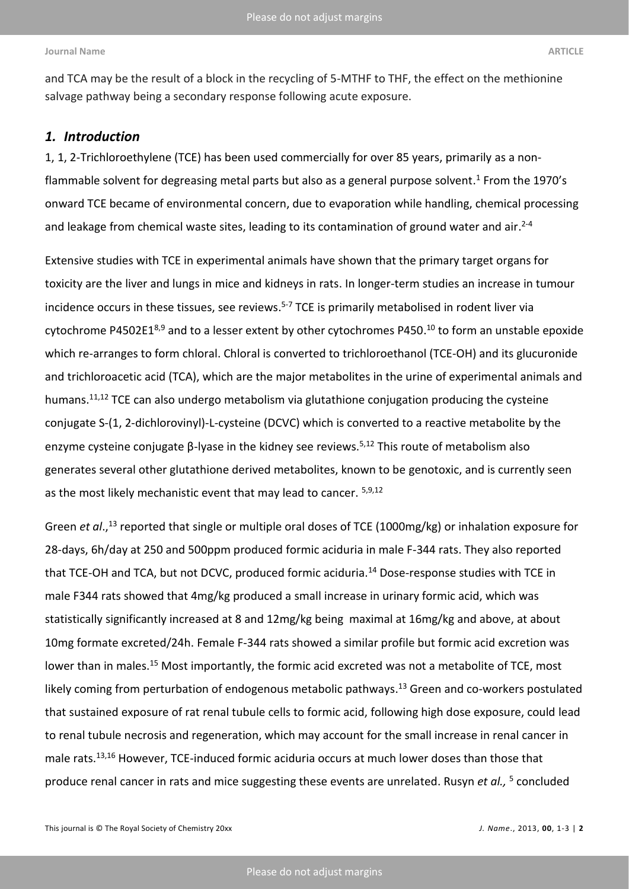and TCA may be the result of a block in the recycling of 5-MTHF to THF, the effect on the methionine salvage pathway being a secondary response following acute exposure.

## *1. Introduction*

1, 1, 2-Trichloroethylene (TCE) has been used commercially for over 85 years, primarily as a non-flammable solvent for degreasing metal parts but also as a general purpose solvent.[1] From the 1970's onward TCE became of environmental concern, due to evaporation while handling, chemical processing and leakage from chemical waste sites, leading to its contamination of ground water and air.[2-4]

Extensive studies with TCE in experimental animals have shown that the primary target organs for toxicity are the liver and lungs in mice and kidneys in rats. In longer-term studies an increase in tumour incidence occurs in these tissues, see reviews.[5-7] TCE is primarily metabolised in rodent liver via cytochrome P4502E1[8,9] and to a lesser extent by other cytochromes P450.[10] to form an unstable epoxide which re-arranges to form chloral. Chloral is converted to trichloroethanol (TCE-OH) and its glucuronide and trichloroacetic acid (TCA), which are the major metabolites in the urine of experimental animals and humans.[11,12] TCE can also undergo metabolism via glutathione conjugation producing the cysteine conjugate S-(1, 2-dichlorovinyl)-L-cysteine (DCVC) which is converted to a reactive metabolite by the enzyme cysteine conjugate β-lyase in the kidney see reviews.[5,12] This route of metabolism also generates several other glutathione derived metabolites, known to be genotoxic, and is currently seen as the most likely mechanistic event that may lead to cancer. [5,9,12]

Green *et al*.,[13] reported that single or multiple oral doses of TCE (1000mg/kg) or inhalation exposure for 28-days, 6h/day at 250 and 500ppm produced formic aciduria in male F-344 rats. They also reported that TCE-OH and TCA, but not DCVC, produced formic aciduria.[14] Dose-response studies with TCE in male F344 rats showed that 4mg/kg produced a small increase in urinary formic acid, which was statistically significantly increased at 8 and 12mg/kg being maximal at 16mg/kg and above, at about 10mg formate excreted/24h. Female F-344 rats showed a similar profile but formic acid excretion was lower than in males.[15] Most importantly, the formic acid excreted was not a metabolite of TCE, most likely coming from perturbation of endogenous metabolic pathways.[13] Green and co-workers postulated that sustained exposure of rat renal tubule cells to formic acid, following high dose exposure, could lead to renal tubule necrosis and regeneration, which may account for the small increase in renal cancer in male rats.[13,16] However, TCE-induced formic aciduria occurs at much lower doses than those that produce renal cancer in rats and mice suggesting these events are unrelated. Rusyn *et al.,* [5] concluded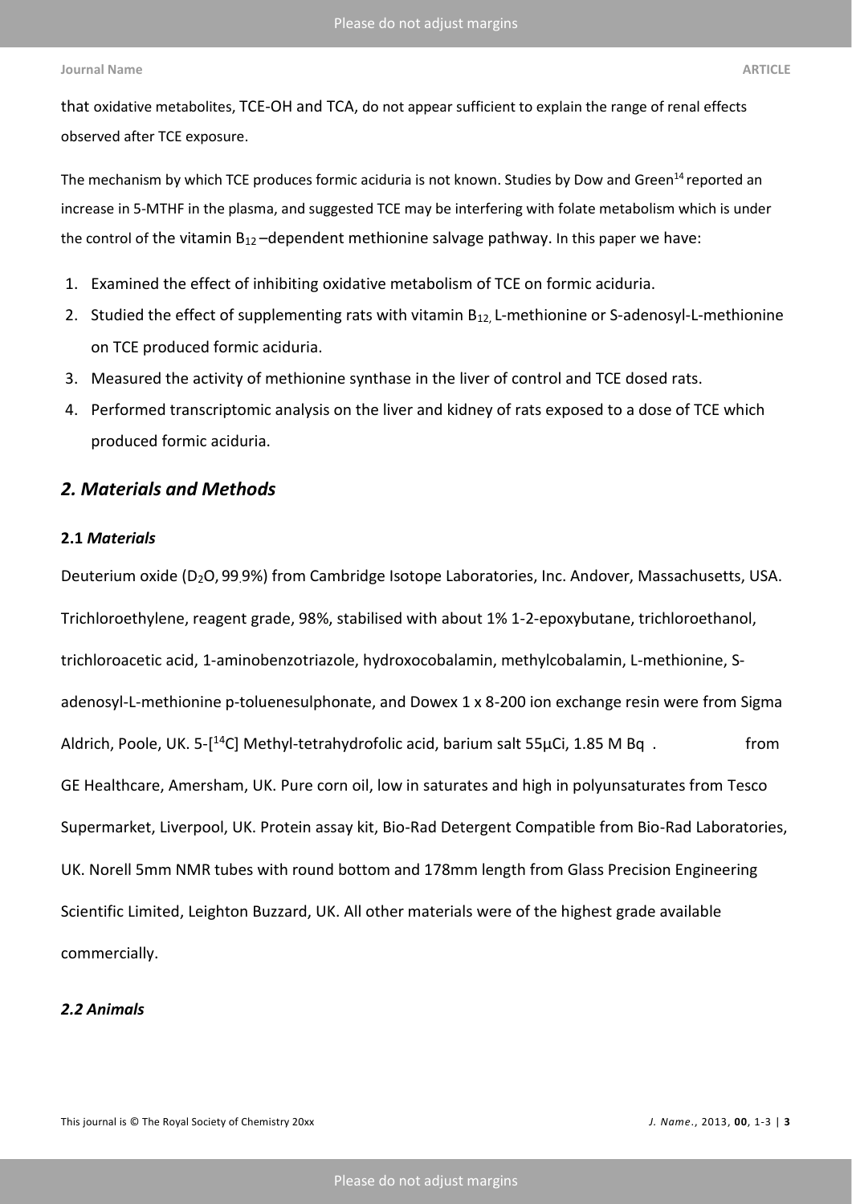that oxidative metabolites, TCE-OH and TCA, do not appear sufficient to explain the range of renal effects observed after TCE exposure.

The mechanism by which TCE produces formic aciduria is not known. Studies by Dow and Green[14] reported an increase in 5-MTHF in the plasma, and suggested TCE may be interfering with folate metabolism which is under the control of the vitamin $B_{12}$ –dependent methionine salvage pathway. In this paper we have:

1. Examined the effect of inhibiting oxidative metabolism of TCE on formic aciduria.
2. Studied the effect of supplementing rats with vitamin $B_{12,}$ L-methionine or S-adenosyl-L-methionine on TCE produced formic aciduria.
3. Measured the activity of methionine synthase in the liver of control and TCE dosed rats.
4. Performed transcriptomic analysis on the liver and kidney of rats exposed to a dose of TCE which produced formic aciduria.

## *2. Materials and Methods*

### **2.1** *Materials*

Deuterium oxide ($D_2O$, 99.9%) from Cambridge Isotope Laboratories, Inc. Andover, Massachusetts, USA. Trichloroethylene, reagent grade, 98%, stabilised with about 1% 1-2-epoxybutane, trichloroethanol, trichloroacetic acid, 1-aminobenzotriazole, hydroxocobalamin, methylcobalamin, L-methionine, S-adenosyl-L-methionine p-toluenesulphonate, and Dowex 1 x 8-200 ion exchange resin were from Sigma Aldrich, Poole, UK. 5-[$^{14}$C] Methyl-tetrahydrofolic acid, barium salt 55µCi, 1.85 M Bq . from GE Healthcare, Amersham, UK. Pure corn oil, low in saturates and high in polyunsaturates from Tesco Supermarket, Liverpool, UK. Protein assay kit, Bio-Rad Detergent Compatible from Bio-Rad Laboratories, UK. Norell 5mm NMR tubes with round bottom and 178mm length from Glass Precision Engineering Scientific Limited, Leighton Buzzard, UK. All other materials were of the highest grade available commercially.

### *2.2 Animals*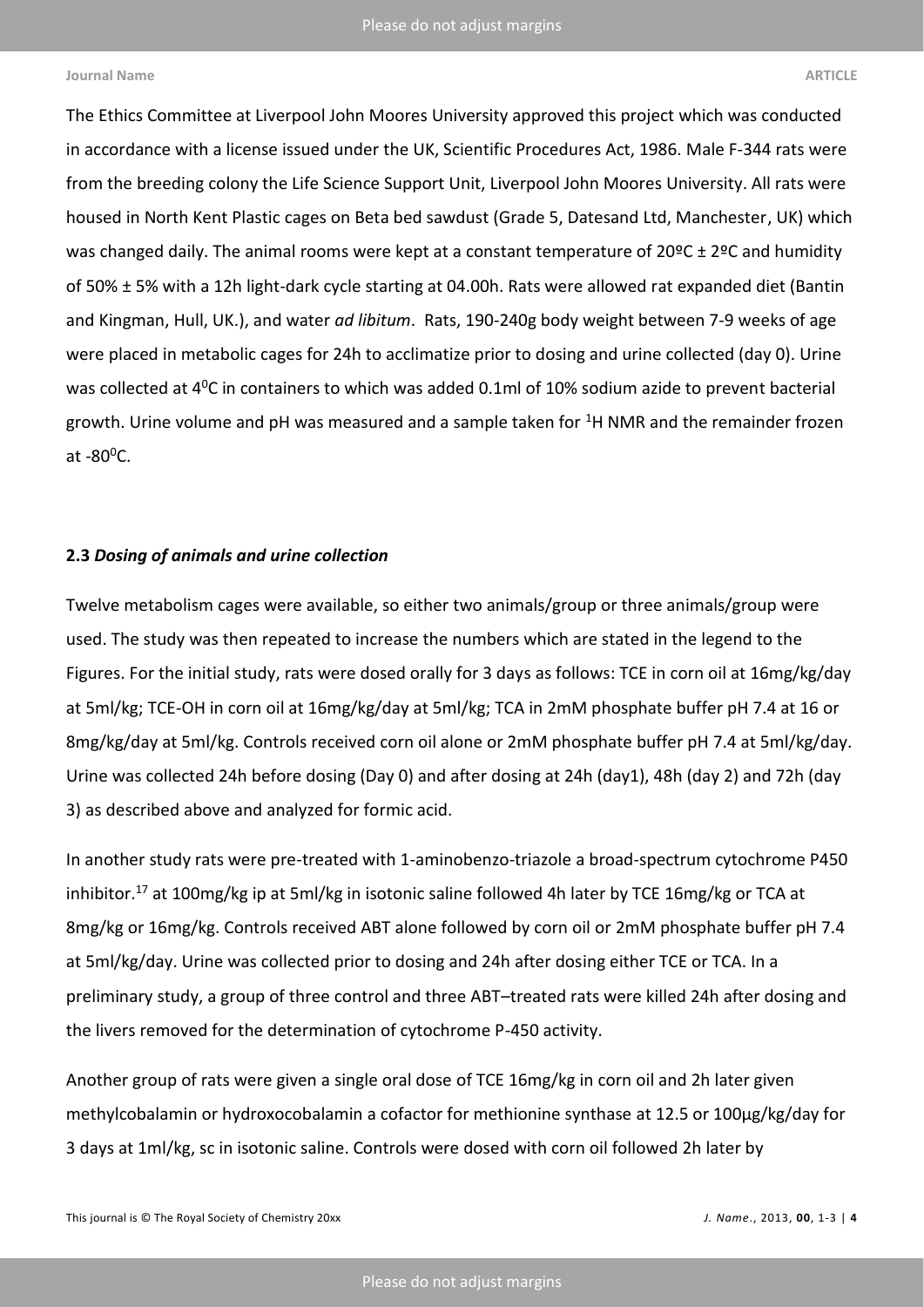The Ethics Committee at Liverpool John Moores University approved this project which was conducted in accordance with a license issued under the UK, Scientific Procedures Act, 1986. Male F-344 rats were from the breeding colony the Life Science Support Unit, Liverpool John Moores University. All rats were housed in North Kent Plastic cages on Beta bed sawdust (Grade 5, Datesand Ltd, Manchester, UK) which was changed daily. The animal rooms were kept at a constant temperature of 20ºC ± 2ºC and humidity of 50% ± 5% with a 12h light-dark cycle starting at 04.00h. Rats were allowed rat expanded diet (Bantin and Kingman, Hull, UK.), and water *ad libitum*. Rats, 190-240g body weight between 7-9 weeks of age were placed in metabolic cages for 24h to acclimatize prior to dosing and urine collected (day 0). Urine was collected at $4^0$C in containers to which was added 0.1ml of 10% sodium azide to prevent bacterial growth. Urine volume and pH was measured and a sample taken for $^1$H NMR and the remainder frozen at $-80^0$C.

**2.3** ***Dosing of animals and urine collection***

Twelve metabolism cages were available, so either two animals/group or three animals/group were used. The study was then repeated to increase the numbers which are stated in the legend to the Figures. For the initial study, rats were dosed orally for 3 days as follows: TCE in corn oil at 16mg/kg/day at 5ml/kg; TCE-OH in corn oil at 16mg/kg/day at 5ml/kg; TCA in 2mM phosphate buffer pH 7.4 at 16 or 8mg/kg/day at 5ml/kg. Controls received corn oil alone or 2mM phosphate buffer pH 7.4 at 5ml/kg/day. Urine was collected 24h before dosing (Day 0) and after dosing at 24h (day1), 48h (day 2) and 72h (day 3) as described above and analyzed for formic acid.

In another study rats were pre-treated with 1-aminobenzo-triazole a broad-spectrum cytochrome P450 inhibitor.[17] at 100mg/kg ip at 5ml/kg in isotonic saline followed 4h later by TCE 16mg/kg or TCA at 8mg/kg or 16mg/kg. Controls received ABT alone followed by corn oil or 2mM phosphate buffer pH 7.4 at 5ml/kg/day. Urine was collected prior to dosing and 24h after dosing either TCE or TCA. In a preliminary study, a group of three control and three ABT–treated rats were killed 24h after dosing and the livers removed for the determination of cytochrome P-450 activity.

Another group of rats were given a single oral dose of TCE 16mg/kg in corn oil and 2h later given methylcobalamin or hydroxocobalamin a cofactor for methionine synthase at 12.5 or 100µg/kg/day for 3 days at 1ml/kg, sc in isotonic saline. Controls were dosed with corn oil followed 2h later by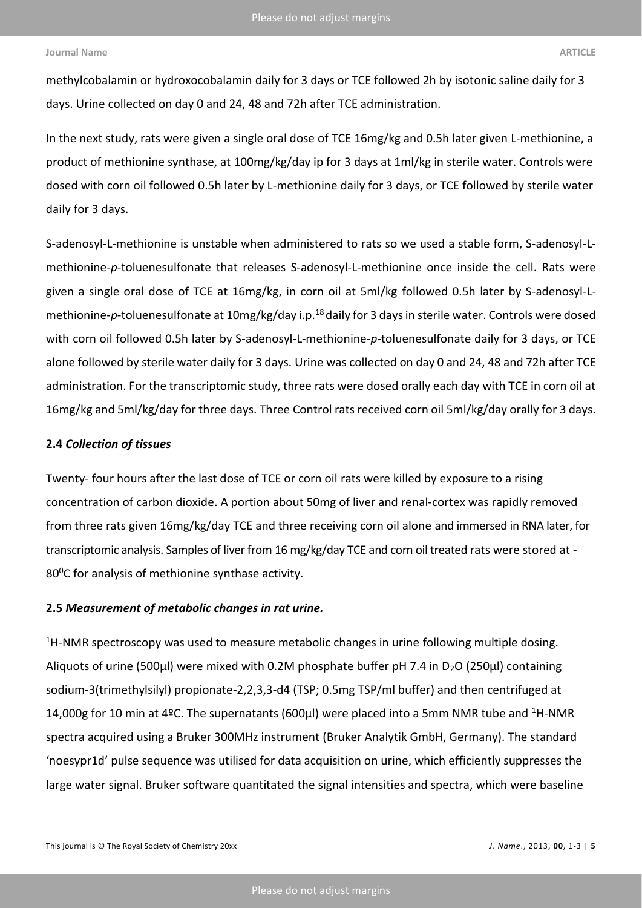methylcobalamin or hydroxocobalamin daily for 3 days or TCE followed 2h by isotonic saline daily for 3 days. Urine collected on day 0 and 24, 48 and 72h after TCE administration.

In the next study, rats were given a single oral dose of TCE 16mg/kg and 0.5h later given L-methionine, a product of methionine synthase, at 100mg/kg/day ip for 3 days at 1ml/kg in sterile water. Controls were dosed with corn oil followed 0.5h later by L-methionine daily for 3 days, or TCE followed by sterile water daily for 3 days.

S-adenosyl-L-methionine is unstable when administered to rats so we used a stable form, S-adenosyl-L-methionine-*p*-toluenesulfonate that releases S-adenosyl-L-methionine once inside the cell. Rats were given a single oral dose of TCE at 16mg/kg, in corn oil at 5ml/kg followed 0.5h later by S-adenosyl-L-methionine-*p*-toluenesulfonate at 10mg/kg/day i.p.[18] daily for 3 days in sterile water. Controls were dosed with corn oil followed 0.5h later by S-adenosyl-L-methionine-*p*-toluenesulfonate daily for 3 days, or TCE alone followed by sterile water daily for 3 days. Urine was collected on day 0 and 24, 48 and 72h after TCE administration. For the transcriptomic study, three rats were dosed orally each day with TCE in corn oil at 16mg/kg and 5ml/kg/day for three days. Three Control rats received corn oil 5ml/kg/day orally for 3 days.

### 2.4 *Collection of tissues*

Twenty- four hours after the last dose of TCE or corn oil rats were killed by exposure to a rising concentration of carbon dioxide. A portion about 50mg of liver and renal-cortex was rapidly removed from three rats given 16mg/kg/day TCE and three receiving corn oil alone and immersed in RNA later, for transcriptomic analysis. Samples of liver from 16 mg/kg/day TCE and corn oil treated rats were stored at -80$^0$C for analysis of methionine synthase activity.

### 2.5 *Measurement of metabolic changes in rat urine.*

$^1$H-NMR spectroscopy was used to measure metabolic changes in urine following multiple dosing. Aliquots of urine (500µl) were mixed with 0.2M phosphate buffer pH 7.4 in $D_2O$ (250µl) containing sodium-3(trimethylsilyl) propionate-2,2,3,3-d4 (TSP; 0.5mg TSP/ml buffer) and then centrifuged at 14,000g for 10 min at 4ºC. The supernatants (600µl) were placed into a 5mm NMR tube and $^1$H-NMR spectra acquired using a Bruker 300MHz instrument (Bruker Analytik GmbH, Germany). The standard 'noesypr1d' pulse sequence was utilised for data acquisition on urine, which efficiently suppresses the large water signal. Bruker software quantitated the signal intensities and spectra, which were baseline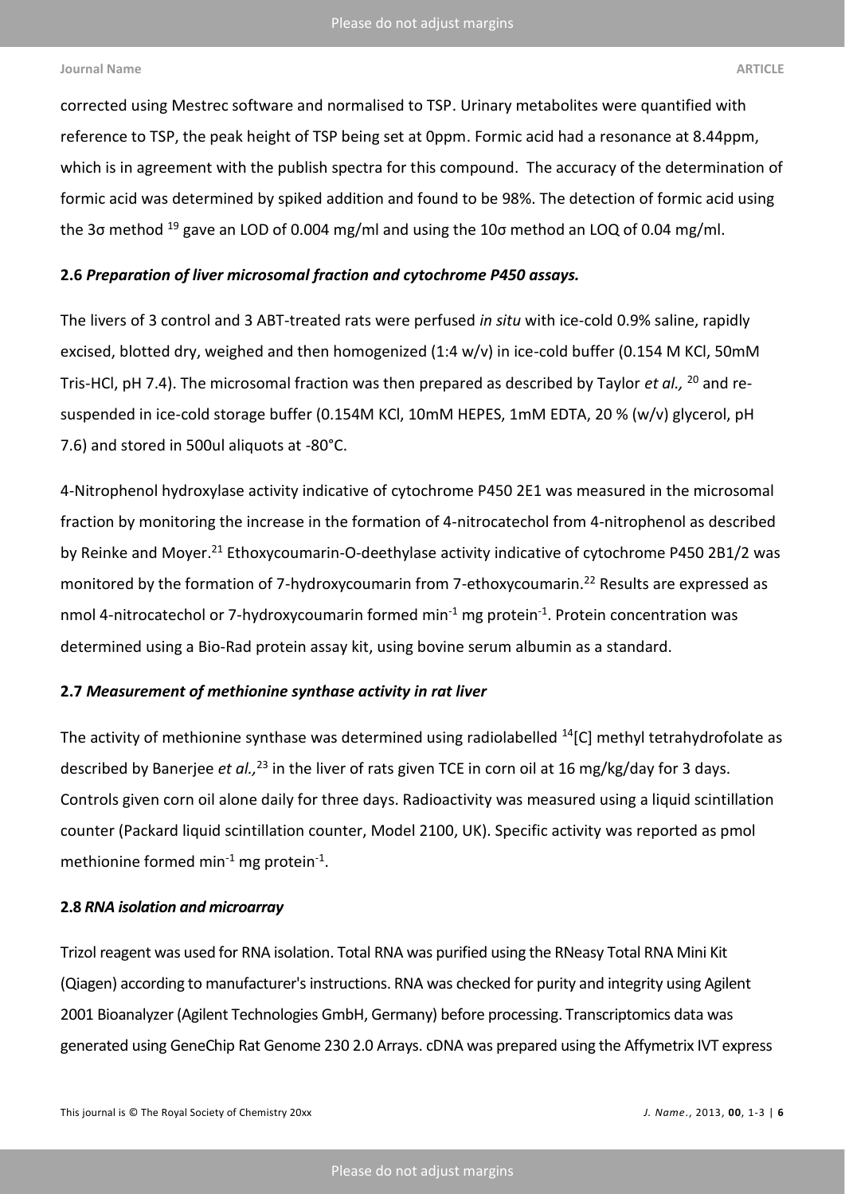corrected using Mestrec software and normalised to TSP. Urinary metabolites were quantified with reference to TSP, the peak height of TSP being set at 0ppm. Formic acid had a resonance at 8.44ppm, which is in agreement with the publish spectra for this compound. The accuracy of the determination of formic acid was determined by spiked addition and found to be 98%. The detection of formic acid using the 3σ method [19] gave an LOD of 0.004 mg/ml and using the 10σ method an LOQ of 0.04 mg/ml.

### 2.6 *Preparation of liver microsomal fraction and cytochrome P450 assays.*

The livers of 3 control and 3 ABT-treated rats were perfused *in situ* with ice-cold 0.9% saline, rapidly excised, blotted dry, weighed and then homogenized (1:4 w/v) in ice-cold buffer (0.154 M KCl, 50mM Tris-HCl, pH 7.4). The microsomal fraction was then prepared as described by Taylor *et al.,* [20] and re-suspended in ice-cold storage buffer (0.154M KCl, 10mM HEPES, 1mM EDTA, 20 % (w/v) glycerol, pH 7.6) and stored in 500ul aliquots at -80°C.

4-Nitrophenol hydroxylase activity indicative of cytochrome P450 2E1 was measured in the microsomal fraction by monitoring the increase in the formation of 4-nitrocatechol from 4-nitrophenol as described by Reinke and Moyer.[21] Ethoxycoumarin-O-deethylase activity indicative of cytochrome P450 2B1/2 was monitored by the formation of 7-hydroxycoumarin from 7-ethoxycoumarin.[22] Results are expressed as nmol 4-nitrocatechol or 7-hydroxycoumarin formed $min^{-1}$ mg $protein^{-1}$. Protein concentration was determined using a Bio-Rad protein assay kit, using bovine serum albumin as a standard.

### 2.7 *Measurement of methionine synthase activity in rat liver*

The activity of methionine synthase was determined using radiolabelled $^{14}$[C] methyl tetrahydrofolate as described by Banerjee *et al.,*[23] in the liver of rats given TCE in corn oil at 16 mg/kg/day for 3 days. Controls given corn oil alone daily for three days. Radioactivity was measured using a liquid scintillation counter (Packard liquid scintillation counter, Model 2100, UK). Specific activity was reported as pmol methionine formed $min^{-1}$ mg $protein^{-1}$.

### 2.8 *RNA isolation and microarray*

Trizol reagent was used for RNA isolation. Total RNA was purified using the RNeasy Total RNA Mini Kit (Qiagen) according to manufacturer's instructions. RNA was checked for purity and integrity using Agilent 2001 Bioanalyzer (Agilent Technologies GmbH, Germany) before processing. Transcriptomics data was generated using GeneChip Rat Genome 230 2.0 Arrays. cDNA was prepared using the Affymetrix IVT express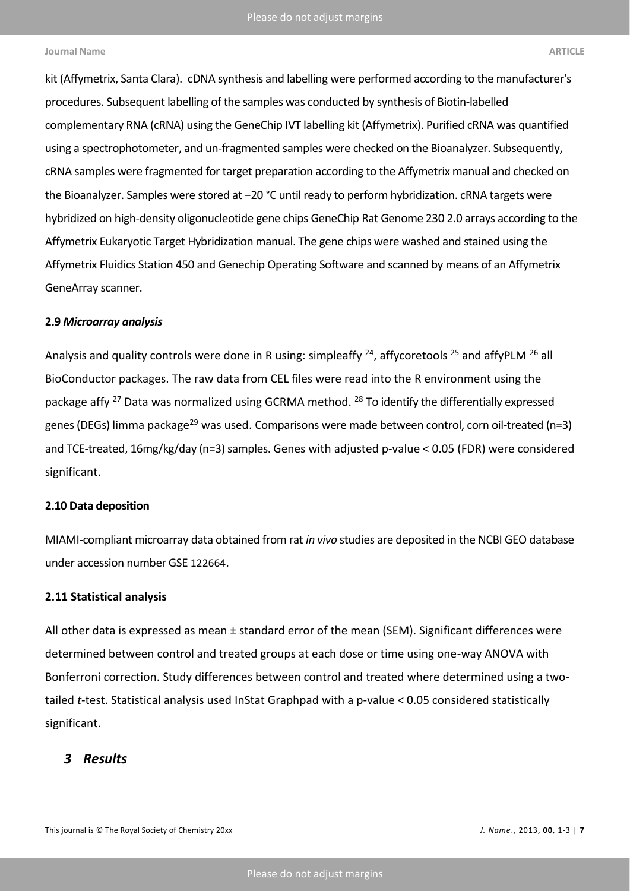kit (Affymetrix, Santa Clara). cDNA synthesis and labelling were performed according to the manufacturer's procedures. Subsequent labelling of the samples was conducted by synthesis of Biotin-labelled complementary RNA (cRNA) using the GeneChip IVT labelling kit (Affymetrix). Purified cRNA was quantified using a spectrophotometer, and un-fragmented samples were checked on the Bioanalyzer. Subsequently, cRNA samples were fragmented for target preparation according to the Affymetrix manual and checked on the Bioanalyzer. Samples were stored at −20 °C until ready to perform hybridization. cRNA targets were hybridized on high-density oligonucleotide gene chips GeneChip Rat Genome 230 2.0 arrays according to the Affymetrix Eukaryotic Target Hybridization manual. The gene chips were washed and stained using the Affymetrix Fluidics Station 450 and Genechip Operating Software and scanned by means of an Affymetrix GeneArray scanner.

### 2.9 *Microarray analysis*

Analysis and quality controls were done in R using: simpleaffy [24], affycoretools [25] and affyPLM [26] all BioConductor packages. The raw data from CEL files were read into the R environment using the package affy [27] Data was normalized using GCRMA method. [28] To identify the differentially expressed genes (DEGs) limma package[29] was used. Comparisons were made between control, corn oil-treated (n=3) and TCE-treated, 16mg/kg/day (n=3) samples. Genes with adjusted p-value < 0.05 (FDR) were considered significant.

### 2.10 Data deposition

MIAMI-compliant microarray data obtained from rat *in vivo* studies are deposited in the NCBI GEO database under accession number GSE 122664.

### 2.11 Statistical analysis

All other data is expressed as mean ± standard error of the mean (SEM). Significant differences were determined between control and treated groups at each dose or time using one-way ANOVA with Bonferroni correction. Study differences between control and treated where determined using a two-tailed *t*-test. Statistical analysis used InStat Graphpad with a p-value < 0.05 considered statistically significant.

## *3 Results*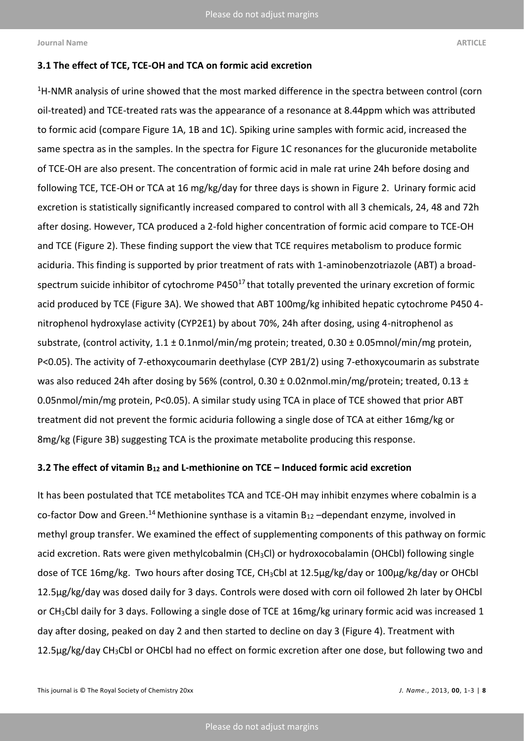### 3.1 The effect of TCE, TCE-OH and TCA on formic acid excretion

$^{1}$H-NMR analysis of urine showed that the most marked difference in the spectra between control (corn oil-treated) and TCE-treated rats was the appearance of a resonance at 8.44ppm which was attributed to formic acid (compare Figure 1A, 1B and 1C). Spiking urine samples with formic acid, increased the same spectra as in the samples. In the spectra for Figure 1C resonances for the glucuronide metabolite of TCE-OH are also present. The concentration of formic acid in male rat urine 24h before dosing and following TCE, TCE-OH or TCA at 16 mg/kg/day for three days is shown in Figure 2. Urinary formic acid excretion is statistically significantly increased compared to control with all 3 chemicals, 24, 48 and 72h after dosing. However, TCA produced a 2-fold higher concentration of formic acid compare to TCE-OH and TCE (Figure 2). These finding support the view that TCE requires metabolism to produce formic aciduria. This finding is supported by prior treatment of rats with 1-aminobenzotriazole (ABT) a broad-spectrum suicide inhibitor of cytochrome P450[17] that totally prevented the urinary excretion of formic acid produced by TCE (Figure 3A). We showed that ABT 100mg/kg inhibited hepatic cytochrome P450 4-nitrophenol hydroxylase activity (CYP2E1) by about 70%, 24h after dosing, using 4-nitrophenol as substrate, (control activity, 1.1 ± 0.1nmol/min/mg protein; treated, 0.30 ± 0.05mnol/min/mg protein, $P<0.05$). The activity of 7-ethoxycoumarin deethylase (CYP 2B1/2) using 7-ethoxycoumarin as substrate was also reduced 24h after dosing by 56% (control, 0.30 ± 0.02nmol.min/mg/protein; treated, 0.13 ± 0.05nmol/min/mg protein, $P<0.05$). A similar study using TCA in place of TCE showed that prior ABT treatment did not prevent the formic aciduria following a single dose of TCA at either 16mg/kg or 8mg/kg (Figure 3B) suggesting TCA is the proximate metabolite producing this response.

### 3.2 The effect of vitamin $B_{12}$ and L-methionine on TCE – Induced formic acid excretion

It has been postulated that TCE metabolites TCA and TCE-OH may inhibit enzymes where cobalmin is a co-factor Dow and Green.[14] Methionine synthase is a vitamin $B_{12}$ –dependant enzyme, involved in methyl group transfer. We examined the effect of supplementing components of this pathway on formic acid excretion. Rats were given methylcobalmin ($CH_3Cl$) or hydroxocobalamin (OHCbl) following single dose of TCE 16mg/kg. Two hours after dosing TCE, $CH_3Cbl$ at 12.5µg/kg/day or 100µg/kg/day or OHCbl 12.5µg/kg/day was dosed daily for 3 days. Controls were dosed with corn oil followed 2h later by OHCbl or $CH_3Cbl$ daily for 3 days. Following a single dose of TCE at 16mg/kg urinary formic acid was increased 1 day after dosing, peaked on day 2 and then started to decline on day 3 (Figure 4). Treatment with 12.5µg/kg/day $CH_3Cbl$ or OHCbl had no effect on formic excretion after one dose, but following two and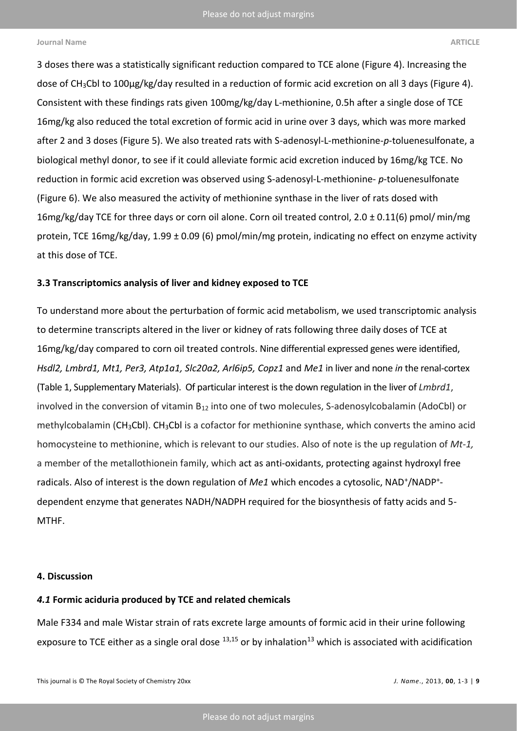3 doses there was a statistically significant reduction compared to TCE alone (Figure 4). Increasing the dose of $CH_3Cbl$ to 100µg/kg/day resulted in a reduction of formic acid excretion on all 3 days (Figure 4). Consistent with these findings rats given 100mg/kg/day L-methionine, 0.5h after a single dose of TCE 16mg/kg also reduced the total excretion of formic acid in urine over 3 days, which was more marked after 2 and 3 doses (Figure 5). We also treated rats with S-adenosyl-L-methionine-*p*-toluenesulfonate, a biological methyl donor, to see if it could alleviate formic acid excretion induced by 16mg/kg TCE. No reduction in formic acid excretion was observed using S-adenosyl-L-methionine- *p*-toluenesulfonate (Figure 6). We also measured the activity of methionine synthase in the liver of rats dosed with 16mg/kg/day TCE for three days or corn oil alone. Corn oil treated control, 2.0 ± 0.11(6) pmol/ min/mg protein, TCE 16mg/kg/day, 1.99 ± 0.09 (6) pmol/min/mg protein, indicating no effect on enzyme activity at this dose of TCE.

### 3.3 Transcriptomics analysis of liver and kidney exposed to TCE

To understand more about the perturbation of formic acid metabolism, we used transcriptomic analysis to determine transcripts altered in the liver or kidney of rats following three daily doses of TCE at 16mg/kg/day compared to corn oil treated controls. Nine differential expressed genes were identified, *Hsdl2, Lmbrd1, Mt1, Per3, Atp1a1, Slc20a2, Arl6ip5, Copz1* and *Me1* in liver and none *in* the renal-cortex (Table 1, Supplementary Materials). Of particular interest is the down regulation in the liver of *Lmbrd1*, involved in the conversion of vitamin $B_{12}$ into one of two molecules, S-adenosylcobalamin (AdoCbl) or methylcobalamin ($CH_3Cbl$). $CH_3Cbl$ is a cofactor for methionine synthase, which converts the amino acid homocysteine to methionine, which is relevant to our studies. Also of note is the up regulation of *Mt-1,* a member of the metallothionein family, which act as anti-oxidants, protecting against hydroxyl free radicals. Also of interest is the down regulation of *Me1* which encodes a cytosolic, $NAD^+$/$NADP^+$-dependent enzyme that generates NADH/NADPH required for the biosynthesis of fatty acids and 5-MTHF.

## 4. Discussion

### *4.1* Formic aciduria produced by TCE and related chemicals

Male F334 and male Wistar strain of rats excrete large amounts of formic acid in their urine following exposure to TCE either as a single oral dose [13,15] or by inhalation[13] which is associated with acidification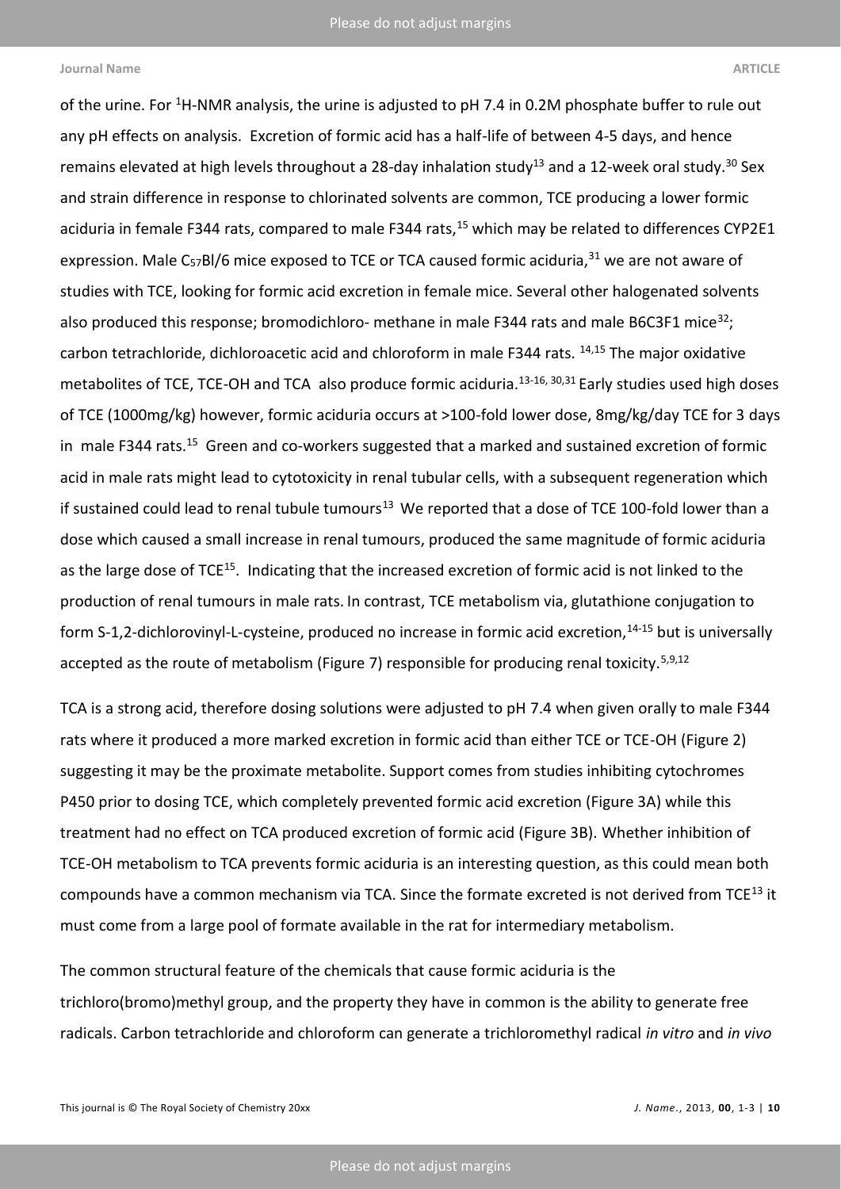of the urine. For $^{1}$H-NMR analysis, the urine is adjusted to pH 7.4 in 0.2M phosphate buffer to rule out any pH effects on analysis. Excretion of formic acid has a half-life of between 4-5 days, and hence remains elevated at high levels throughout a 28-day inhalation study[13] and a 12-week oral study.[30] Sex and strain difference in response to chlorinated solvents are common, TCE producing a lower formic aciduria in female F344 rats, compared to male F344 rats,[15] which may be related to differences CYP2E1 expression. Male $C_{57}$Bl/6 mice exposed to TCE or TCA caused formic aciduria,[31] we are not aware of studies with TCE, looking for formic acid excretion in female mice. Several other halogenated solvents also produced this response; bromodichloro- methane in male F344 rats and male B6C3F1 mice[32]; carbon tetrachloride, dichloroacetic acid and chloroform in male F344 rats. [14,15] The major oxidative metabolites of TCE, TCE-OH and TCA also produce formic aciduria.[13-16, 30,31] Early studies used high doses of TCE (1000mg/kg) however, formic aciduria occurs at >100-fold lower dose, 8mg/kg/day TCE for 3 days in male F344 rats.[15] Green and co-workers suggested that a marked and sustained excretion of formic acid in male rats might lead to cytotoxicity in renal tubular cells, with a subsequent regeneration which if sustained could lead to renal tubule tumours[13] We reported that a dose of TCE 100-fold lower than a dose which caused a small increase in renal tumours, produced the same magnitude of formic aciduria as the large dose of TCE[15]. Indicating that the increased excretion of formic acid is not linked to the production of renal tumours in male rats. In contrast, TCE metabolism via, glutathione conjugation to form S-1,2-dichlorovinyl-L-cysteine, produced no increase in formic acid excretion,[14-15] but is universally accepted as the route of metabolism (Figure 7) responsible for producing renal toxicity.[5,9,12]

TCA is a strong acid, therefore dosing solutions were adjusted to pH 7.4 when given orally to male F344 rats where it produced a more marked excretion in formic acid than either TCE or TCE-OH (Figure 2) suggesting it may be the proximate metabolite. Support comes from studies inhibiting cytochromes P450 prior to dosing TCE, which completely prevented formic acid excretion (Figure 3A) while this treatment had no effect on TCA produced excretion of formic acid (Figure 3B). Whether inhibition of TCE-OH metabolism to TCA prevents formic aciduria is an interesting question, as this could mean both compounds have a common mechanism via TCA. Since the formate excreted is not derived from TCE[13] it must come from a large pool of formate available in the rat for intermediary metabolism.

The common structural feature of the chemicals that cause formic aciduria is the trichloro(bromo)methyl group, and the property they have in common is the ability to generate free radicals. Carbon tetrachloride and chloroform can generate a trichloromethyl radical *in vitro* and *in vivo*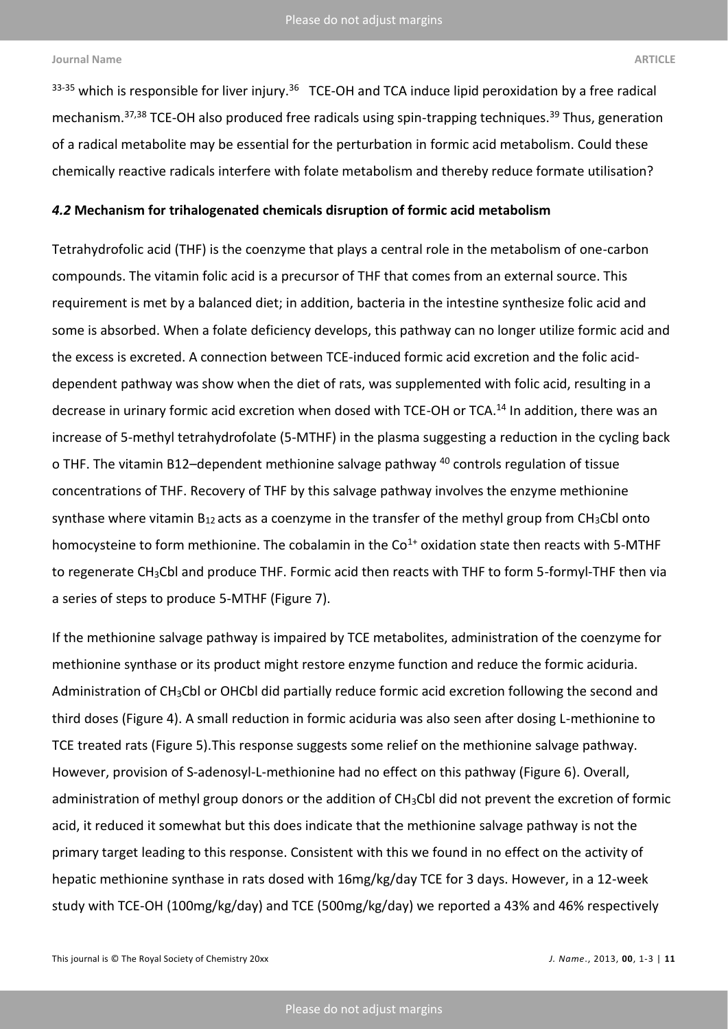[33-35] which is responsible for liver injury.[36] TCE-OH and TCA induce lipid peroxidation by a free radical mechanism.[37,38] TCE-OH also produced free radicals using spin-trapping techniques.[39] Thus, generation of a radical metabolite may be essential for the perturbation in formic acid metabolism. Could these chemically reactive radicals interfere with folate metabolism and thereby reduce formate utilisation?

## *4.2* Mechanism for trihalogenated chemicals disruption of formic acid metabolism

Tetrahydrofolic acid (THF) is the coenzyme that plays a central role in the metabolism of one-carbon compounds. The vitamin folic acid is a precursor of THF that comes from an external source. This requirement is met by a balanced diet; in addition, bacteria in the intestine synthesize folic acid and some is absorbed. When a folate deficiency develops, this pathway can no longer utilize formic acid and the excess is excreted. A connection between TCE-induced formic acid excretion and the folic acid-dependent pathway was show when the diet of rats, was supplemented with folic acid, resulting in a decrease in urinary formic acid excretion when dosed with TCE-OH or TCA.[14] In addition, there was an increase of 5-methyl tetrahydrofolate (5-MTHF) in the plasma suggesting a reduction in the cycling back o THF. The vitamin B12–dependent methionine salvage pathway [40] controls regulation of tissue concentrations of THF. Recovery of THF by this salvage pathway involves the enzyme methionine synthase where vitamin $B_{12}$ acts as a coenzyme in the transfer of the methyl group from $CH_3$Cbl onto homocysteine to form methionine. The cobalamin in the $Co^{1+}$ oxidation state then reacts with 5-MTHF to regenerate $CH_3$Cbl and produce THF. Formic acid then reacts with THF to form 5-formyl-THF then via a series of steps to produce 5-MTHF (Figure 7).

If the methionine salvage pathway is impaired by TCE metabolites, administration of the coenzyme for methionine synthase or its product might restore enzyme function and reduce the formic aciduria. Administration of $CH_3$Cbl or OHCbl did partially reduce formic acid excretion following the second and third doses (Figure 4). A small reduction in formic aciduria was also seen after dosing L-methionine to TCE treated rats (Figure 5).This response suggests some relief on the methionine salvage pathway. However, provision of S-adenosyl-L-methionine had no effect on this pathway (Figure 6). Overall, administration of methyl group donors or the addition of $CH_3$Cbl did not prevent the excretion of formic acid, it reduced it somewhat but this does indicate that the methionine salvage pathway is not the primary target leading to this response. Consistent with this we found in no effect on the activity of hepatic methionine synthase in rats dosed with 16mg/kg/day TCE for 3 days. However, in a 12-week study with TCE-OH (100mg/kg/day) and TCE (500mg/kg/day) we reported a 43% and 46% respectively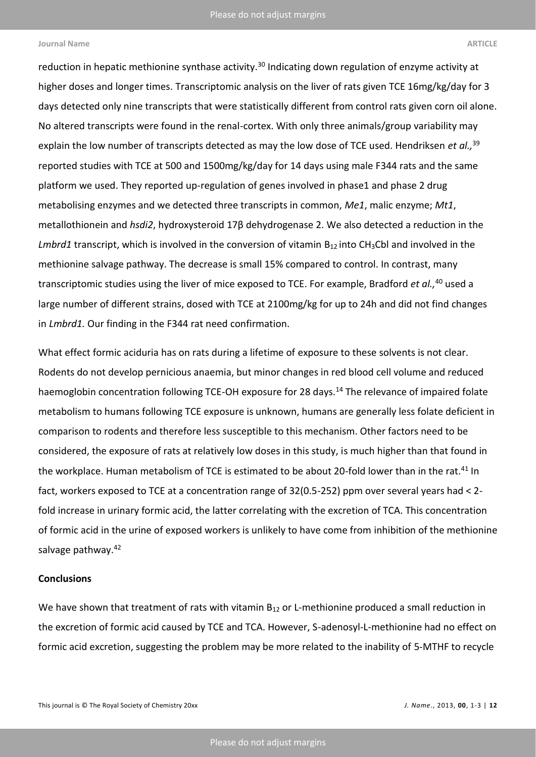reduction in hepatic methionine synthase activity.[30] Indicating down regulation of enzyme activity at higher doses and longer times. Transcriptomic analysis on the liver of rats given TCE 16mg/kg/day for 3 days detected only nine transcripts that were statistically different from control rats given corn oil alone. No altered transcripts were found in the renal-cortex. With only three animals/group variability may explain the low number of transcripts detected as may the low dose of TCE used. Hendriksen *et al.,*[39] reported studies with TCE at 500 and 1500mg/kg/day for 14 days using male F344 rats and the same platform we used. They reported up-regulation of genes involved in phase1 and phase 2 drug metabolising enzymes and we detected three transcripts in common, *Me1*, malic enzyme; *Mt1*, metallothionein and *hsdi2*, hydroxysteroid 17β dehydrogenase 2. We also detected a reduction in the *Lmbrd1* transcript, which is involved in the conversion of vitamin $B_{12}$ into $CH_3$Cbl and involved in the methionine salvage pathway. The decrease is small 15% compared to control. In contrast, many transcriptomic studies using the liver of mice exposed to TCE. For example, Bradford *et al.,*[40] used a large number of different strains, dosed with TCE at 2100mg/kg for up to 24h and did not find changes in *Lmbrd1.* Our finding in the F344 rat need confirmation.

What effect formic aciduria has on rats during a lifetime of exposure to these solvents is not clear. Rodents do not develop pernicious anaemia, but minor changes in red blood cell volume and reduced haemoglobin concentration following TCE-OH exposure for 28 days.[14] The relevance of impaired folate metabolism to humans following TCE exposure is unknown, humans are generally less folate deficient in comparison to rodents and therefore less susceptible to this mechanism. Other factors need to be considered, the exposure of rats at relatively low doses in this study, is much higher than that found in the workplace. Human metabolism of TCE is estimated to be about 20-fold lower than in the rat.[41] In fact, workers exposed to TCE at a concentration range of 32(0.5-252) ppm over several years had < 2-fold increase in urinary formic acid, the latter correlating with the excretion of TCA. This concentration of formic acid in the urine of exposed workers is unlikely to have come from inhibition of the methionine salvage pathway.[42]

## Conclusions

We have shown that treatment of rats with vitamin $B_{12}$ or L-methionine produced a small reduction in the excretion of formic acid caused by TCE and TCA. However, S-adenosyl-L-methionine had no effect on formic acid excretion, suggesting the problem may be more related to the inability of 5-MTHF to recycle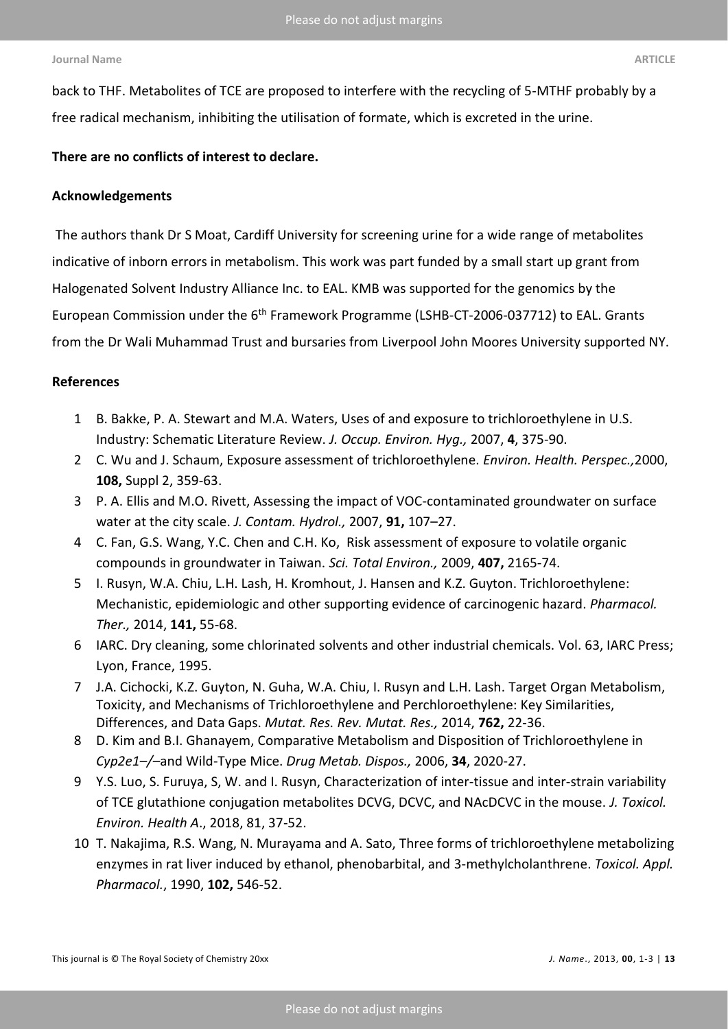back to THF. Metabolites of TCE are proposed to interfere with the recycling of 5-MTHF probably by a free radical mechanism, inhibiting the utilisation of formate, which is excreted in the urine.

**There are no conflicts of interest to declare.**

**Acknowledgements**

The authors thank Dr S Moat, Cardiff University for screening urine for a wide range of metabolites indicative of inborn errors in metabolism. This work was part funded by a small start up grant from Halogenated Solvent Industry Alliance Inc. to EAL. KMB was supported for the genomics by the European Commission under the 6th Framework Programme (LSHB-CT-2006-037712) to EAL. Grants from the Dr Wali Muhammad Trust and bursaries from Liverpool John Moores University supported NY.

**References**

1. B. Bakke, P. A. Stewart and M.A. Waters, Uses of and exposure to trichloroethylene in U.S. Industry: Schematic Literature Review. *J. Occup. Environ. Hyg.,* 2007, **4**, 375-90.
2. C. Wu and J. Schaum, Exposure assessment of trichloroethylene. *Environ. Health. Perspec.,*2000, **108,** Suppl 2, 359-63.
3. P. A. Ellis and M.O. Rivett, Assessing the impact of VOC-contaminated groundwater on surface water at the city scale. *J. Contam. Hydrol.,* 2007, **91,** 107–27.
4. C. Fan, G.S. Wang, Y.C. Chen and C.H. Ko, Risk assessment of exposure to volatile organic compounds in groundwater in Taiwan. *Sci. Total Environ.,* 2009, **407,** 2165-74.
5. I. Rusyn, W.A. Chiu, L.H. Lash, H. Kromhout, J. Hansen and K.Z. Guyton. Trichloroethylene: Mechanistic, epidemiologic and other supporting evidence of carcinogenic hazard. *Pharmacol. Ther.,* 2014, **141,** 55-68.
6. IARC. Dry cleaning, some chlorinated solvents and other industrial chemicals. Vol. 63, IARC Press; Lyon, France, 1995.
7. J.A. Cichocki, K.Z. Guyton, N. Guha, W.A. Chiu, I. Rusyn and L.H. Lash. Target Organ Metabolism, Toxicity, and Mechanisms of Trichloroethylene and Perchloroethylene: Key Similarities, Differences, and Data Gaps. *Mutat. Res. Rev. Mutat. Res.,* 2014, **762,** 22-36.
8. D. Kim and B.I. Ghanayem, Comparative Metabolism and Disposition of Trichloroethylene in *Cyp2e1–/–*and Wild-Type Mice. *Drug Metab. Dispos.,* 2006, **34**, 2020-27.
9. Y.S. Luo, S. Furuya, S, W. and I. Rusyn, Characterization of inter-tissue and inter-strain variability of TCE glutathione conjugation metabolites DCVG, DCVC, and NAcDCVC in the mouse. *J. Toxicol. Environ. Health A*., 2018, 81, 37-52.
10. T. Nakajima, R.S. Wang, N. Murayama and A. Sato, Three forms of trichloroethylene metabolizing enzymes in rat liver induced by ethanol, phenobarbital, and 3-methylcholanthrene. *Toxicol. Appl. Pharmacol.*, 1990, **102,** 546-52.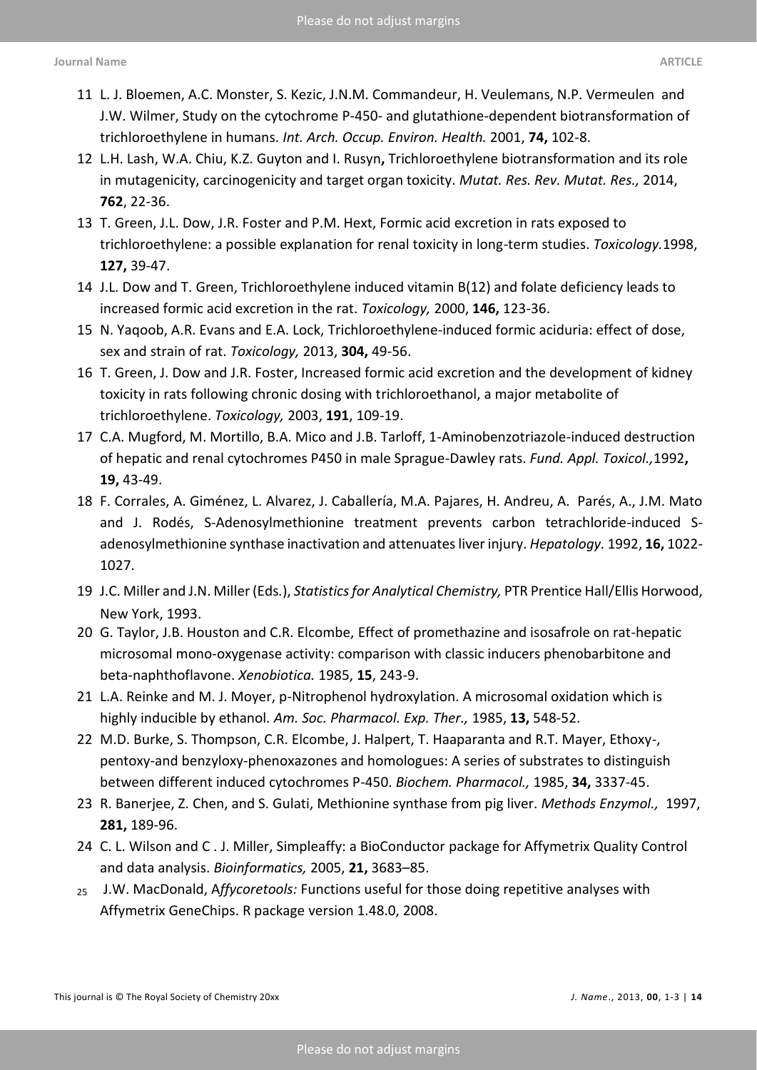11 L. J. Bloemen, A.C. Monster, S. Kezic, J.N.M. Commandeur, H. Veulemans, N.P. Vermeulen and J.W. Wilmer, Study on the cytochrome P-450- and glutathione-dependent biotransformation of trichloroethylene in humans. *Int. Arch. Occup. Environ. Health.* 2001, **74,** 102-8.

12 L.H. Lash, W.A. Chiu, K.Z. Guyton and I. Rusyn**,** Trichloroethylene biotransformation and its role in mutagenicity, carcinogenicity and target organ toxicity. *Mutat. Res. Rev. Mutat. Res.,* 2014, **762**, 22-36.

13 T. Green, J.L. Dow, J.R. Foster and P.M. Hext, Formic acid excretion in rats exposed to trichloroethylene: a possible explanation for renal toxicity in long-term studies. *Toxicology.*1998, **127,** 39-47.

14 J.L. Dow and T. Green, Trichloroethylene induced vitamin B(12) and folate deficiency leads to increased formic acid excretion in the rat. *Toxicology,* 2000, **146,** 123-36.

15 N. Yaqoob, A.R. Evans and E.A. Lock, Trichloroethylene-induced formic aciduria: effect of dose, sex and strain of rat. *Toxicology,* 2013, **304,** 49-56.

16 T. Green, J. Dow and J.R. Foster, Increased formic acid excretion and the development of kidney toxicity in rats following chronic dosing with trichloroethanol, a major metabolite of trichloroethylene. *Toxicology,* 2003, **191**, 109-19.

17 C.A. Mugford, M. Mortillo, B.A. Mico and J.B. Tarloff, 1-Aminobenzotriazole-induced destruction of hepatic and renal cytochromes P450 in male Sprague-Dawley rats. *Fund. Appl. Toxicol.,*1992**, 19,** 43-49.

18 F. Corrales, A. Giménez, L. Alvarez, J. Caballería, M.A. Pajares, H. Andreu, A. Parés, A., J.M. Mato and J. Rodés, S-Adenosylmethionine treatment prevents carbon tetrachloride-induced S-adenosylmethionine synthase inactivation and attenuates liver injury. *Hepatology.* 1992, **16,** 1022-1027.

19 J.C. Miller and J.N. Miller (Eds.), *Statistics for Analytical Chemistry,* PTR Prentice Hall/Ellis Horwood, New York, 1993.

20 G. Taylor, J.B. Houston and C.R. Elcombe, Effect of promethazine and isosafrole on rat-hepatic microsomal mono-oxygenase activity: comparison with classic inducers phenobarbitone and beta-naphthoflavone. *Xenobiotica.* 1985, **15**, 243-9.

21 L.A. Reinke and M. J. Moyer, p-Nitrophenol hydroxylation. A microsomal oxidation which is highly inducible by ethanol. *Am. Soc. Pharmacol. Exp. Ther.,* 1985, **13,** 548-52.

22 M.D. Burke, S. Thompson, C.R. Elcombe, J. Halpert, T. Haaparanta and R.T. Mayer, Ethoxy-, pentoxy-and benzyloxy-phenoxazones and homologues: A series of substrates to distinguish between different induced cytochromes P-450. *Biochem. Pharmacol.,* 1985, **34,** 3337-45.

23 R. Banerjee, Z. Chen, and S. Gulati, Methionine synthase from pig liver. *Methods Enzymol.,* 1997, **281,** 189-96.

24 C. L. Wilson and C . J. Miller, Simpleaffy: a BioConductor package for Affymetrix Quality Control and data analysis. *Bioinformatics,* 2005, **21,** 3683–85.

25 J.W. MacDonald, A*ffycoretools:* Functions useful for those doing repetitive analyses with Affymetrix GeneChips. R package version 1.48.0, 2008.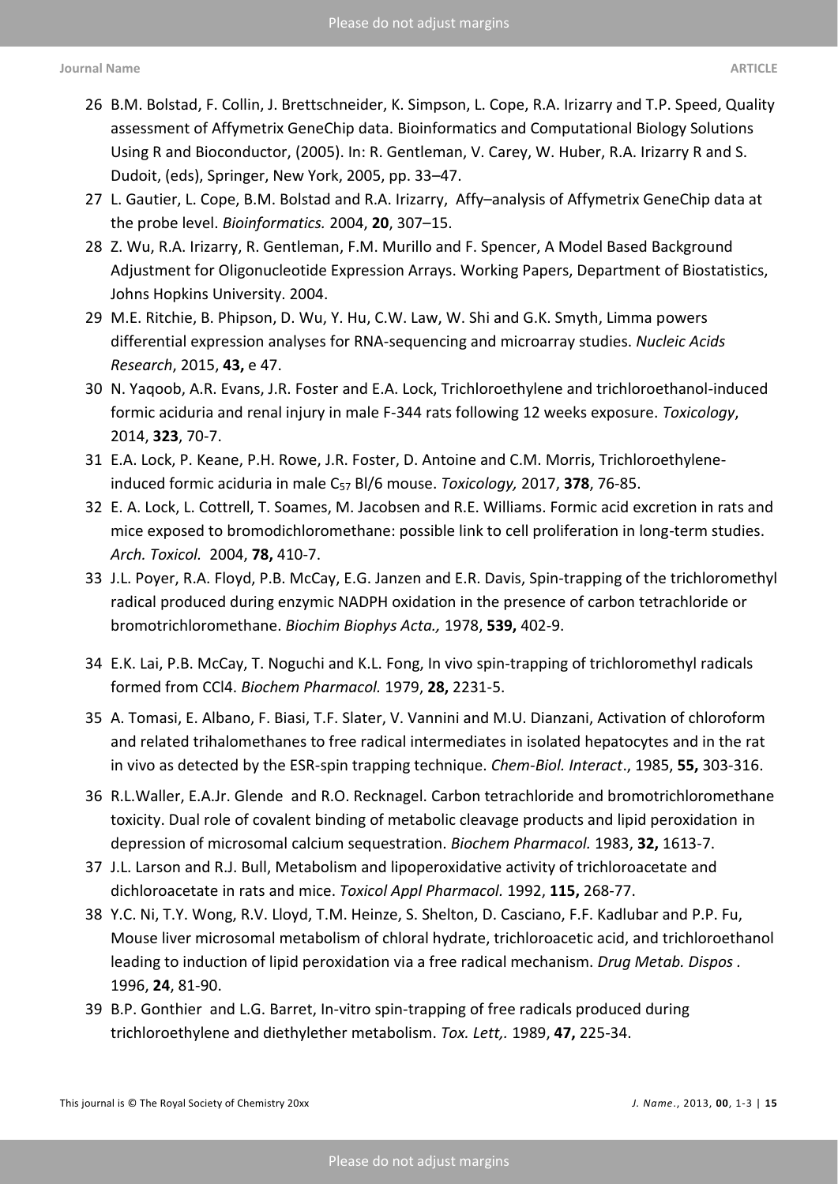26 B.M. Bolstad, F. Collin, J. Brettschneider, K. Simpson, L. Cope, R.A. Irizarry and T.P. Speed, Quality assessment of Affymetrix GeneChip data. Bioinformatics and Computational Biology Solutions Using R and Bioconductor, (2005). In: R. Gentleman, V. Carey, W. Huber, R.A. Irizarry R and S. Dudoit, (eds), Springer, New York, 2005, pp. 33–47.

27 L. Gautier, L. Cope, B.M. Bolstad and R.A. Irizarry, Affy–analysis of Affymetrix GeneChip data at the probe level. *Bioinformatics.* 2004, **20**, 307–15.

28 Z. Wu, R.A. Irizarry, R. Gentleman, F.M. Murillo and F. Spencer, A Model Based Background Adjustment for Oligonucleotide Expression Arrays. Working Papers, Department of Biostatistics, Johns Hopkins University. 2004.

29 M.E. Ritchie, B. Phipson, D. Wu, Y. Hu, C.W. Law, W. Shi and G.K. Smyth, Limma powers differential expression analyses for RNA-sequencing and microarray studies. *Nucleic Acids Research*, 2015, **43,** e 47.

30 N. Yaqoob, A.R. Evans, J.R. Foster and E.A. Lock, Trichloroethylene and trichloroethanol-induced formic aciduria and renal injury in male F-344 rats following 12 weeks exposure. *Toxicology*, 2014, **323**, 70-7.

31 E.A. Lock, P. Keane, P.H. Rowe, J.R. Foster, D. Antoine and C.M. Morris, Trichloroethylene-induced formic aciduria in male $C_{57}$ Bl/6 mouse. *Toxicology,* 2017, **378**, 76-85.

32 E. A. Lock, L. Cottrell, T. Soames, M. Jacobsen and R.E. Williams. Formic acid excretion in rats and mice exposed to bromodichloromethane: possible link to cell proliferation in long-term studies. *Arch. Toxicol.* 2004, **78,** 410-7.

33 J.L. Poyer, R.A. Floyd, P.B. McCay, E.G. Janzen and E.R. Davis, Spin-trapping of the trichloromethyl radical produced during enzymic NADPH oxidation in the presence of carbon tetrachloride or bromotrichloromethane. *Biochim Biophys Acta.,* 1978, **539,** 402-9.

34 E.K. Lai, P.B. McCay, T. Noguchi and K.L. Fong, In vivo spin-trapping of trichloromethyl radicals formed from CCl4. *Biochem Pharmacol.* 1979, **28,** 2231-5.

35 A. Tomasi, E. Albano, F. Biasi, T.F. Slater, V. Vannini and M.U. Dianzani, Activation of chloroform and related trihalomethanes to free radical intermediates in isolated hepatocytes and in the rat in vivo as detected by the ESR-spin trapping technique. *Chem-Biol. Interact*., 1985, **55,** 303-316.

36 R.L.Waller, E.A.Jr. Glende and R.O. Recknagel. Carbon tetrachloride and bromotrichloromethane toxicity. Dual role of covalent binding of metabolic cleavage products and lipid peroxidation in depression of microsomal calcium sequestration. *Biochem Pharmacol.* 1983, **32,** 1613-7.

37 J.L. Larson and R.J. Bull, Metabolism and lipoperoxidative activity of trichloroacetate and dichloroacetate in rats and mice. *Toxicol Appl Pharmacol.* 1992, **115,** 268-77.

38 Y.C. Ni, T.Y. Wong, R.V. Lloyd, T.M. Heinze, S. Shelton, D. Casciano, F.F. Kadlubar and P.P. Fu, Mouse liver microsomal metabolism of chloral hydrate, trichloroacetic acid, and trichloroethanol leading to induction of lipid peroxidation via a free radical mechanism. *Drug Metab. Dispos .* 1996, **24**, 81-90.

39 B.P. Gonthier and L.G. Barret, In-vitro spin-trapping of free radicals produced during trichloroethylene and diethylether metabolism. *Tox. Lett,.* 1989, **47,** 225-34.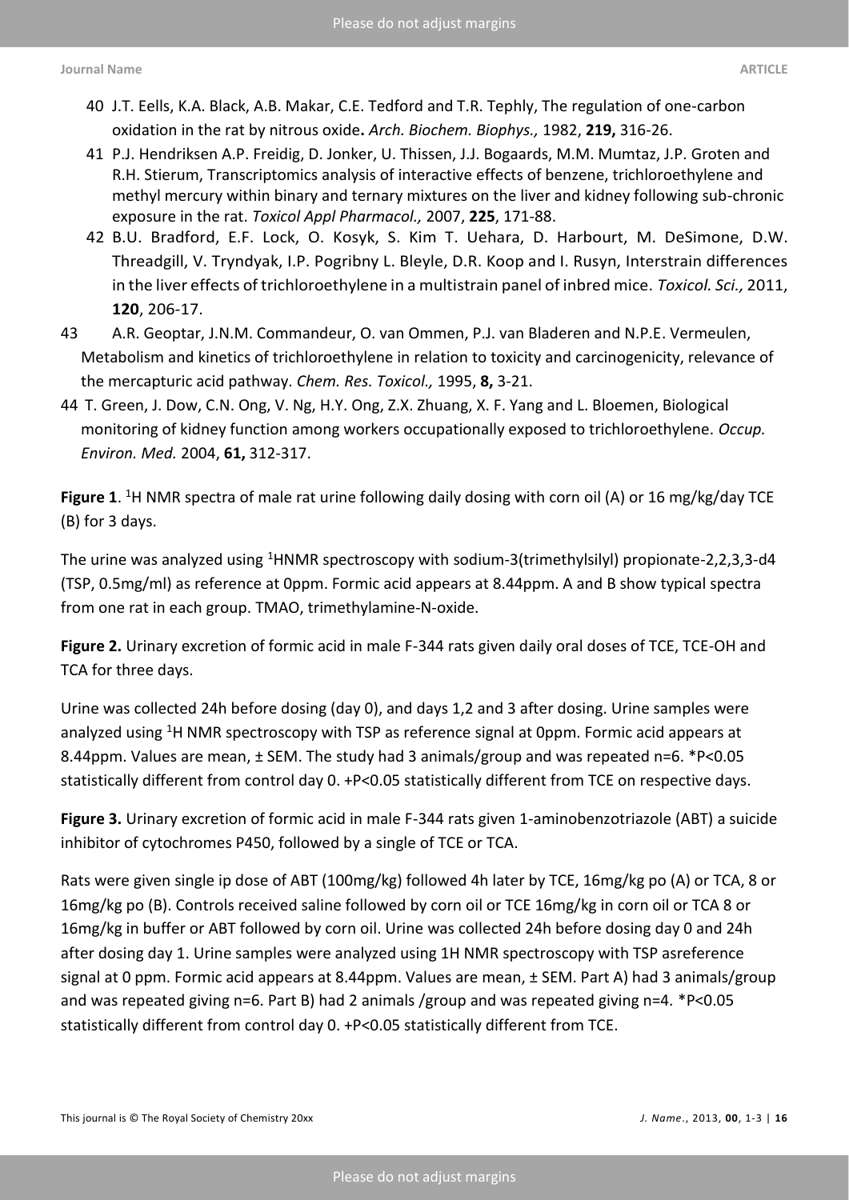40 J.T. Eells, K.A. Black, A.B. Makar, C.E. Tedford and T.R. Tephly, The regulation of one-carbon oxidation in the rat by nitrous oxide**.** *Arch. Biochem. Biophys.,* 1982, **219,** 316-26.

41 P.J. Hendriksen A.P. Freidig, D. Jonker, U. Thissen, J.J. Bogaards, M.M. Mumtaz, J.P. Groten and R.H. Stierum, Transcriptomics analysis of interactive effects of benzene, trichloroethylene and methyl mercury within binary and ternary mixtures on the liver and kidney following sub-chronic exposure in the rat. *Toxicol Appl Pharmacol.,* 2007, **225**, 171-88.

42 B.U. Bradford, E.F. Lock, O. Kosyk, S. Kim T. Uehara, D. Harbourt, M. DeSimone, D.W. Threadgill, V. Tryndyak, I.P. Pogribny L. Bleyle, D.R. Koop and I. Rusyn, Interstrain differences in the liver effects of trichloroethylene in a multistrain panel of inbred mice. *Toxicol. Sci.,* 2011, **120**, 206-17.

43 A.R. Geoptar, J.N.M. Commandeur, O. van Ommen, P.J. van Bladeren and N.P.E. Vermeulen, Metabolism and kinetics of trichloroethylene in relation to toxicity and carcinogenicity, relevance of the mercapturic acid pathway. *Chem. Res. Toxicol.,* 1995, **8,** 3-21.

44 T. Green, J. Dow, C.N. Ong, V. Ng, H.Y. Ong, Z.X. Zhuang, X. F. Yang and L. Bloemen, Biological monitoring of kidney function among workers occupationally exposed to trichloroethylene. *Occup. Environ. Med.* 2004, **61,** 312-317.

**Figure 1**. $^1$H NMR spectra of male rat urine following daily dosing with corn oil (A) or 16 mg/kg/day TCE (B) for 3 days.

The urine was analyzed using $^1$HNMR spectroscopy with sodium-3(trimethylsilyl) propionate-2,2,3,3-d4 (TSP, 0.5mg/ml) as reference at 0ppm. Formic acid appears at 8.44ppm. A and B show typical spectra from one rat in each group. TMAO, trimethylamine-N-oxide.

**Figure 2.** Urinary excretion of formic acid in male F-344 rats given daily oral doses of TCE, TCE-OH and TCA for three days.

Urine was collected 24h before dosing (day 0), and days 1,2 and 3 after dosing. Urine samples were analyzed using $^1$H NMR spectroscopy with TSP as reference signal at 0ppm. Formic acid appears at 8.44ppm. Values are mean, ± SEM. The study had 3 animals/group and was repeated n=6. *P<0.05 statistically different from control day 0. +P<0.05 statistically different from TCE on respective days.

**Figure 3.** Urinary excretion of formic acid in male F-344 rats given 1-aminobenzotriazole (ABT) a suicide inhibitor of cytochromes P450, followed by a single of TCE or TCA.

Rats were given single ip dose of ABT (100mg/kg) followed 4h later by TCE, 16mg/kg po (A) or TCA, 8 or 16mg/kg po (B). Controls received saline followed by corn oil or TCE 16mg/kg in corn oil or TCA 8 or 16mg/kg in buffer or ABT followed by corn oil. Urine was collected 24h before dosing day 0 and 24h after dosing day 1. Urine samples were analyzed using 1H NMR spectroscopy with TSP asreference signal at 0 ppm. Formic acid appears at 8.44ppm. Values are mean, ± SEM. Part A) had 3 animals/group and was repeated giving n=6. Part B) had 2 animals /group and was repeated giving n=4. *P<0.05 statistically different from control day 0. +P<0.05 statistically different from TCE.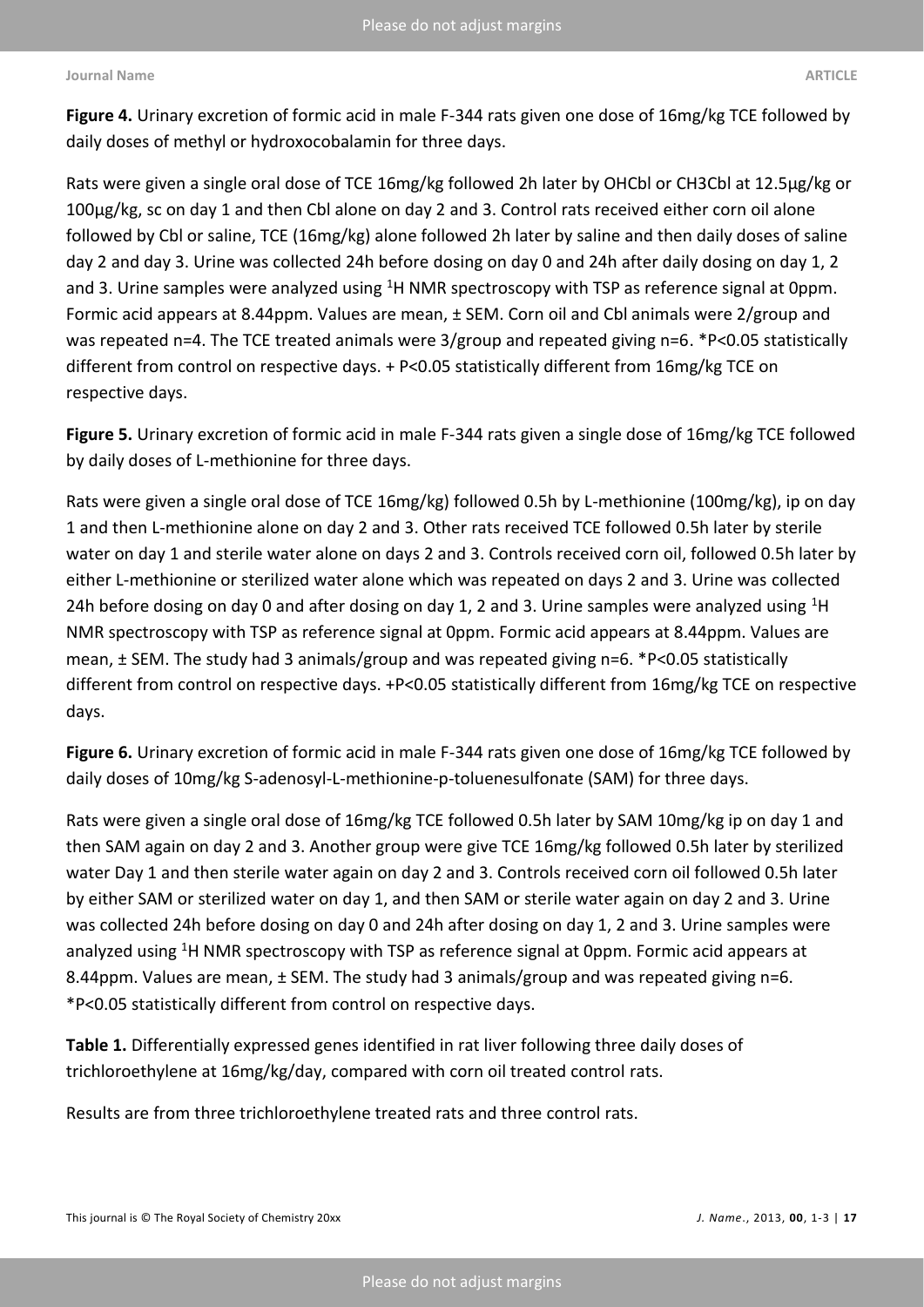**Figure 4.** Urinary excretion of formic acid in male F-344 rats given one dose of 16mg/kg TCE followed by daily doses of methyl or hydroxocobalamin for three days.

Rats were given a single oral dose of TCE 16mg/kg followed 2h later by OHCbl or CH3Cbl at 12.5µg/kg or 100µg/kg, sc on day 1 and then Cbl alone on day 2 and 3. Control rats received either corn oil alone followed by Cbl or saline, TCE (16mg/kg) alone followed 2h later by saline and then daily doses of saline day 2 and day 3. Urine was collected 24h before dosing on day 0 and 24h after daily dosing on day 1, 2 and 3. Urine samples were analyzed using $^{1}H$ NMR spectroscopy with TSP as reference signal at 0ppm. Formic acid appears at 8.44ppm. Values are mean, ± SEM. Corn oil and Cbl animals were 2/group and was repeated n=4. The TCE treated animals were 3/group and repeated giving n=6. *P<0.05 statistically different from control on respective days. + P<0.05 statistically different from 16mg/kg TCE on respective days.

**Figure 5.** Urinary excretion of formic acid in male F-344 rats given a single dose of 16mg/kg TCE followed by daily doses of L-methionine for three days.

Rats were given a single oral dose of TCE 16mg/kg) followed 0.5h by L-methionine (100mg/kg), ip on day 1 and then L-methionine alone on day 2 and 3. Other rats received TCE followed 0.5h later by sterile water on day 1 and sterile water alone on days 2 and 3. Controls received corn oil, followed 0.5h later by either L-methionine or sterilized water alone which was repeated on days 2 and 3. Urine was collected 24h before dosing on day 0 and after dosing on day 1, 2 and 3. Urine samples were analyzed using $^{1}H$ NMR spectroscopy with TSP as reference signal at 0ppm. Formic acid appears at 8.44ppm. Values are mean, ± SEM. The study had 3 animals/group and was repeated giving n=6. *P<0.05 statistically different from control on respective days. +P<0.05 statistically different from 16mg/kg TCE on respective days.

**Figure 6.** Urinary excretion of formic acid in male F-344 rats given one dose of 16mg/kg TCE followed by daily doses of 10mg/kg S-adenosyl-L-methionine-p-toluenesulfonate (SAM) for three days.

Rats were given a single oral dose of 16mg/kg TCE followed 0.5h later by SAM 10mg/kg ip on day 1 and then SAM again on day 2 and 3. Another group were give TCE 16mg/kg followed 0.5h later by sterilized water Day 1 and then sterile water again on day 2 and 3. Controls received corn oil followed 0.5h later by either SAM or sterilized water on day 1, and then SAM or sterile water again on day 2 and 3. Urine was collected 24h before dosing on day 0 and 24h after dosing on day 1, 2 and 3. Urine samples were analyzed using $^{1}H$ NMR spectroscopy with TSP as reference signal at 0ppm. Formic acid appears at 8.44ppm. Values are mean, ± SEM. The study had 3 animals/group and was repeated giving n=6. *P<0.05 statistically different from control on respective days.

**Table 1.** Differentially expressed genes identified in rat liver following three daily doses of trichloroethylene at 16mg/kg/day, compared with corn oil treated control rats.

Results are from three trichloroethylene treated rats and three control rats.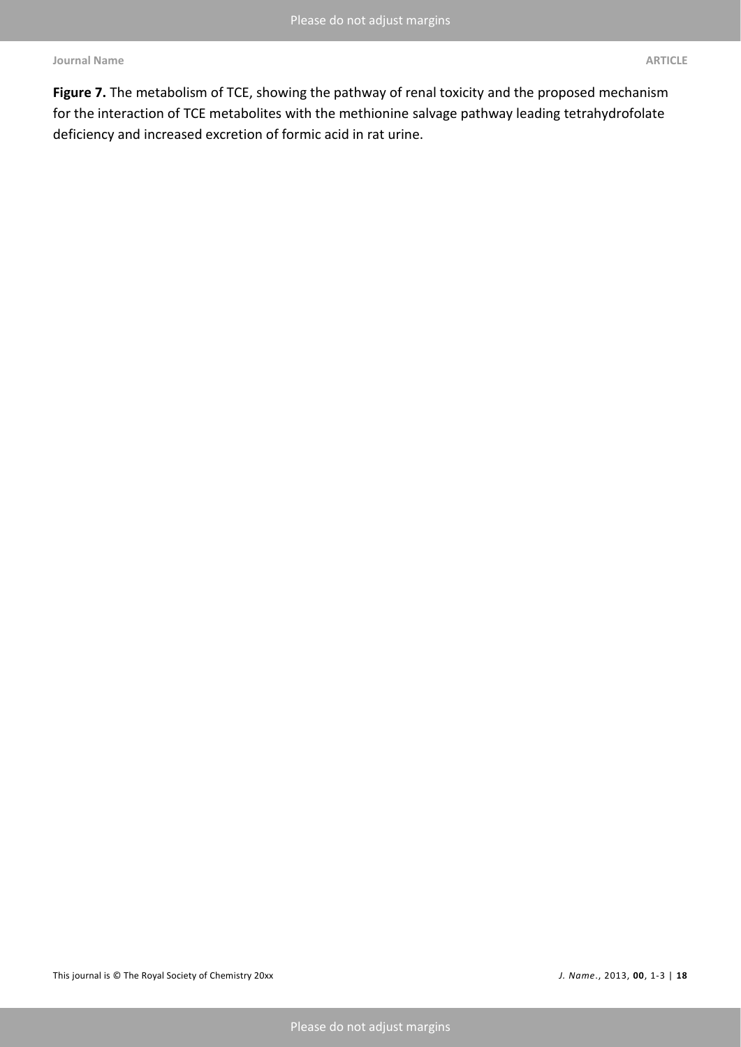**Figure 7.** The metabolism of TCE, showing the pathway of renal toxicity and the proposed mechanism for the interaction of TCE metabolites with the methionine salvage pathway leading tetrahydrofolate deficiency and increased excretion of formic acid in rat urine.